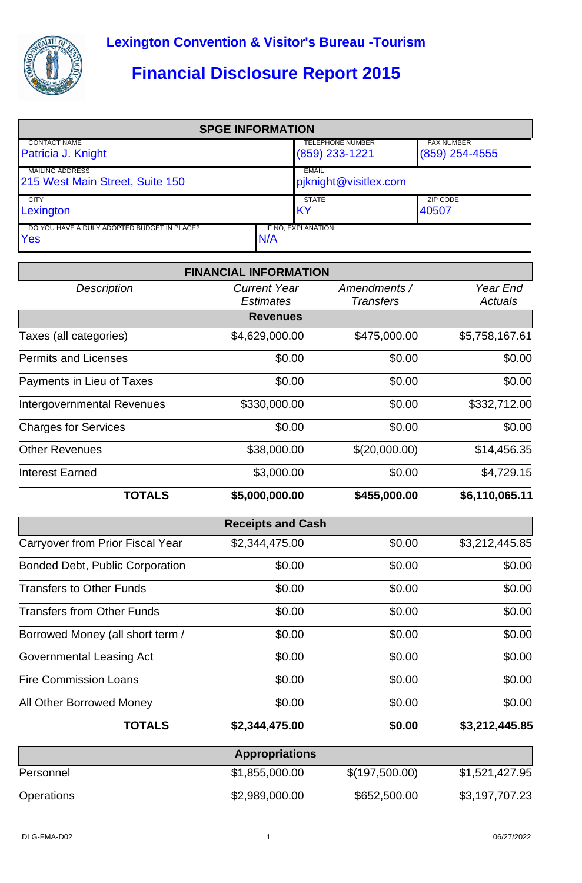# Lexington Convention & Visitor's Bureau -Tourism

## Financial Disclosure Report 2015

| SPGE INFORMATION | | |
|---|---|---|
| CONTACT NAME<br>Patricia J. Knight | TELEPHONE NUMBER<br>(859) 233-1221 | FAX NUMBER<br>(859) 254-4555 |
| MAILING ADDRESS<br>215 West Main Street, Suite 150 | EMAIL<br>pjknight@visitlex.com | |
| CITY<br>Lexington | STATE<br>KY | ZIP CODE<br>40507 |
| DO YOU HAVE A DULY ADOPTED BUDGET IN PLACE?<br>Yes | IF NO, EXPLANATION:<br>N/A | |

| FINANCIAL INFORMATION | | | |
|---|---|---|---|
| *Description* | *Current Year Estimates* | *Amendments / Transfers* | *Year End Actuals* |
| **Revenues** | | | |
| Taxes (all categories) | $4,629,000.00 | $475,000.00 | $5,758,167.61 |
| Permits and Licenses | $0.00 | $0.00 | $0.00 |
| Payments in Lieu of Taxes | $0.00 | $0.00 | $0.00 |
| Intergovernmental Revenues | $330,000.00 | $0.00 | $332,712.00 |
| Charges for Services | $0.00 | $0.00 | $0.00 |
| Other Revenues | $38,000.00 | $(20,000.00) | $14,456.35 |
| Interest Earned | $3,000.00 | $0.00 | $4,729.15 |
| **TOTALS** | **$5,000,000.00** | **$455,000.00** | **$6,110,065.11** |
| **Receipts and Cash** | | | |
| Carryover from Prior Fiscal Year | $2,344,475.00 | $0.00 | $3,212,445.85 |
| Bonded Debt, Public Corporation | $0.00 | $0.00 | $0.00 |
| Transfers to Other Funds | $0.00 | $0.00 | $0.00 |
| Transfers from Other Funds | $0.00 | $0.00 | $0.00 |
| Borrowed Money (all short term / | $0.00 | $0.00 | $0.00 |
| Governmental Leasing Act | $0.00 | $0.00 | $0.00 |
| Fire Commission Loans | $0.00 | $0.00 | $0.00 |
| All Other Borrowed Money | $0.00 | $0.00 | $0.00 |
| **TOTALS** | **$2,344,475.00** | **$0.00** | **$3,212,445.85** |
| **Appropriations** | | | |
| Personnel | $1,855,000.00 | $(197,500.00) | $1,521,427.95 |
| Operations | $2,989,000.00 | $652,500.00 | $3,197,707.23 |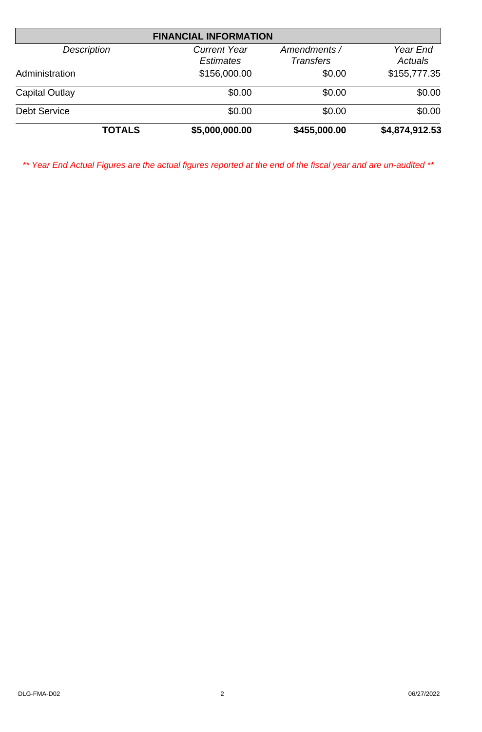| FINANCIAL INFORMATION | | | |
|---|---|---|---|
| *Description* | *Current Year Estimates* | *Amendments / Transfers* | *Year End Actuals* |
| Administration | $156,000.00 | $0.00 | $155,777.35 |
| Capital Outlay | $0.00 | $0.00 | $0.00 |
| Debt Service | $0.00 | $0.00 | $0.00 |
| **TOTALS** | **$5,000,000.00** | **$455,000.00** | **$4,874,912.53** |

*** Year End Actual Figures are the actual figures reported at the end of the fiscal year and are un-audited ***

DLG-FMA-D02 06/27/2022